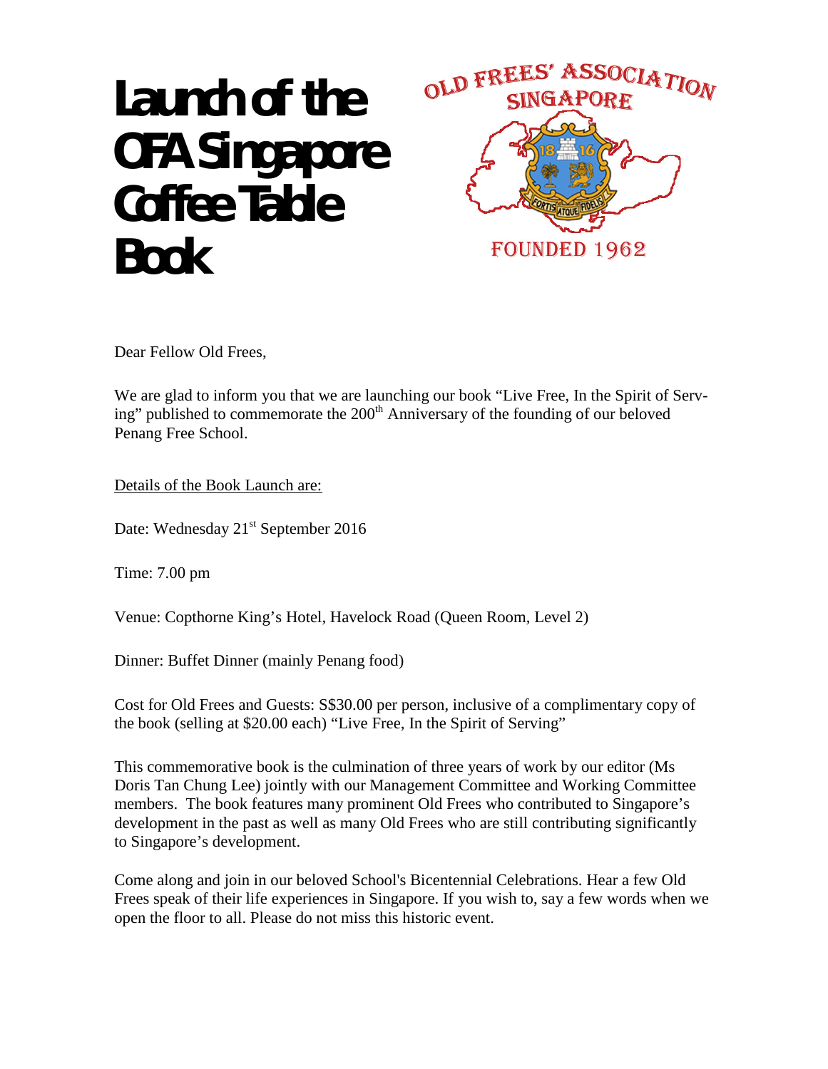# Launch of the OFA Singapore Coffee Table Book

OLD FREES' ASSOCIATION SINGAPORE

FOUNDED 1962

Dear Fellow Old Frees,

We are glad to inform you that we are launching our book "Live Free, In the Spirit of Serving" published to commemorate the 200th Anniversary of the founding of our beloved Penang Free School.

Details of the Book Launch are:

Date: Wednesday 21st September 2016

Time: 7.00 pm

Venue: Copthorne King's Hotel, Havelock Road (Queen Room, Level 2)

Dinner: Buffet Dinner (mainly Penang food)

Cost for Old Frees and Guests: S$30.00 per person, inclusive of a complimentary copy of the book (selling at $20.00 each) "Live Free, In the Spirit of Serving"

This commemorative book is the culmination of three years of work by our editor (Ms Doris Tan Chung Lee) jointly with our Management Committee and Working Committee members. The book features many prominent Old Frees who contributed to Singapore's development in the past as well as many Old Frees who are still contributing significantly to Singapore's development.

Come along and join in our beloved School's Bicentennial Celebrations. Hear a few Old Frees speak of their life experiences in Singapore. If you wish to, say a few words when we open the floor to all. Please do not miss this historic event.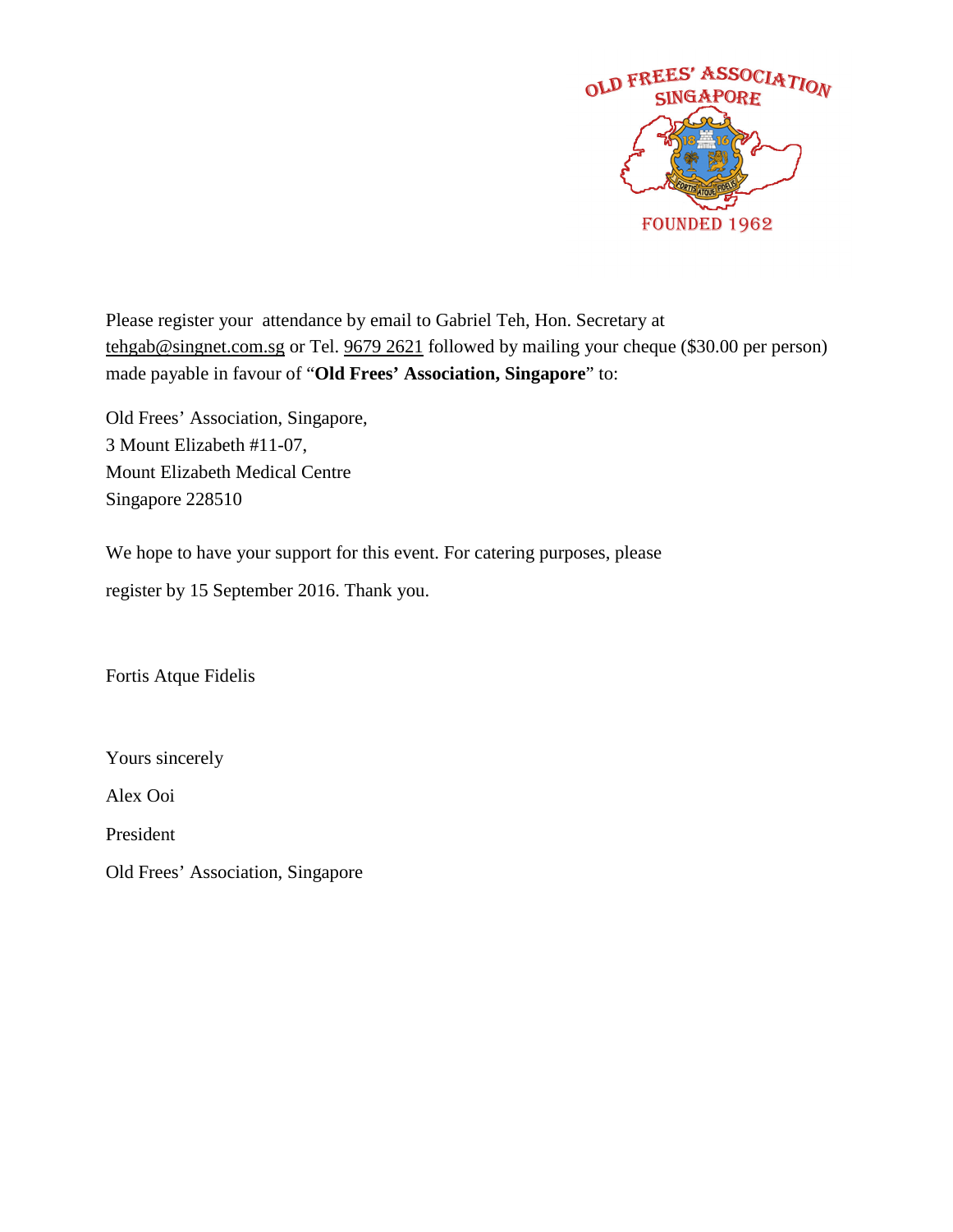Please register your attendance by email to Gabriel Teh, Hon. Secretary at tehgab@singnet.com.sg or Tel. 9679 2621 followed by mailing your cheque ($30.00 per person) made payable in favour of "**Old Frees' Association, Singapore**" to:

Old Frees' Association, Singapore,
3 Mount Elizabeth #11-07,
Mount Elizabeth Medical Centre
Singapore 228510

We hope to have your support for this event. For catering purposes, please register by 15 September 2016. Thank you.

Fortis Atque Fidelis

Yours sincerely

Alex Ooi

President

Old Frees' Association, Singapore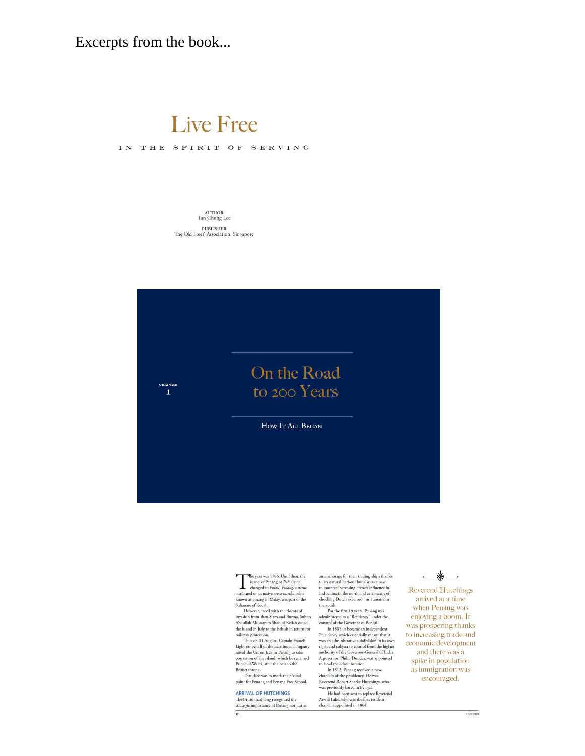Excerpts from the book...

# Live Free

IN THE SPIRIT OF SERVING

**AUTHOR**
Tan Chung Lee

**PUBLISHER**
The Old Frees' Association, Singapore

CHAPTER 1

## On the Road to 200 Years

How It All Began

The year was 1786. Until then, the island of Penang or *Pulo* (later changed to *Pulau*) *Pinang*, a name attributed to its native *areca catechu* palm known as pinang in Malay, was part of the Sultanate of Kedah.

However, faced with the threats of invasion from then Siam and Burma, Sultan Abdullah Mukarram Shah of Kedah ceded the island in July to the British in return for military protection.

Thus on 11 August, Captain Francis Light on behalf of the East India Company raised the Union Jack in Penang to take possession of the island, which he renamed Prince of Wales, after the heir to the British throne.

That date was to mark the pivotal point for Penang and Penang Free School.

### ARRIVAL OF HUTCHINGS

The British had long recognised the strategic importance of Penang not just as an anchorage for their trading ships thanks to its natural harbour but also as a base to counter increasing French influence in Indochina in the north and as a means of checking Dutch expansion in Sumatra in the south.

For the first 19 years, Penang was administered as a "Residency" under the control of the Governor of Bengal.

In 1805, it became an independent Presidency which essentially meant that it was an administrative subdivision in its own right and subject to control from the higher authority of the Governor-General of India. A governor, Philip Dundas, was appointed to head the administration.

In 1813, Penang received a new chaplain of the presidency. He was Reverend Robert Sparke Hutchings, who was previously based in Bengal.

He had been sent to replace Reverend Atwill Lake, who was the first resident chaplain appointed in 1804.

Reverend Hutchings arrived at a time when Penang was enjoying a boom. It was prospering thanks to increasing trade and economic development and there was a spike in population as immigration was encouraged.